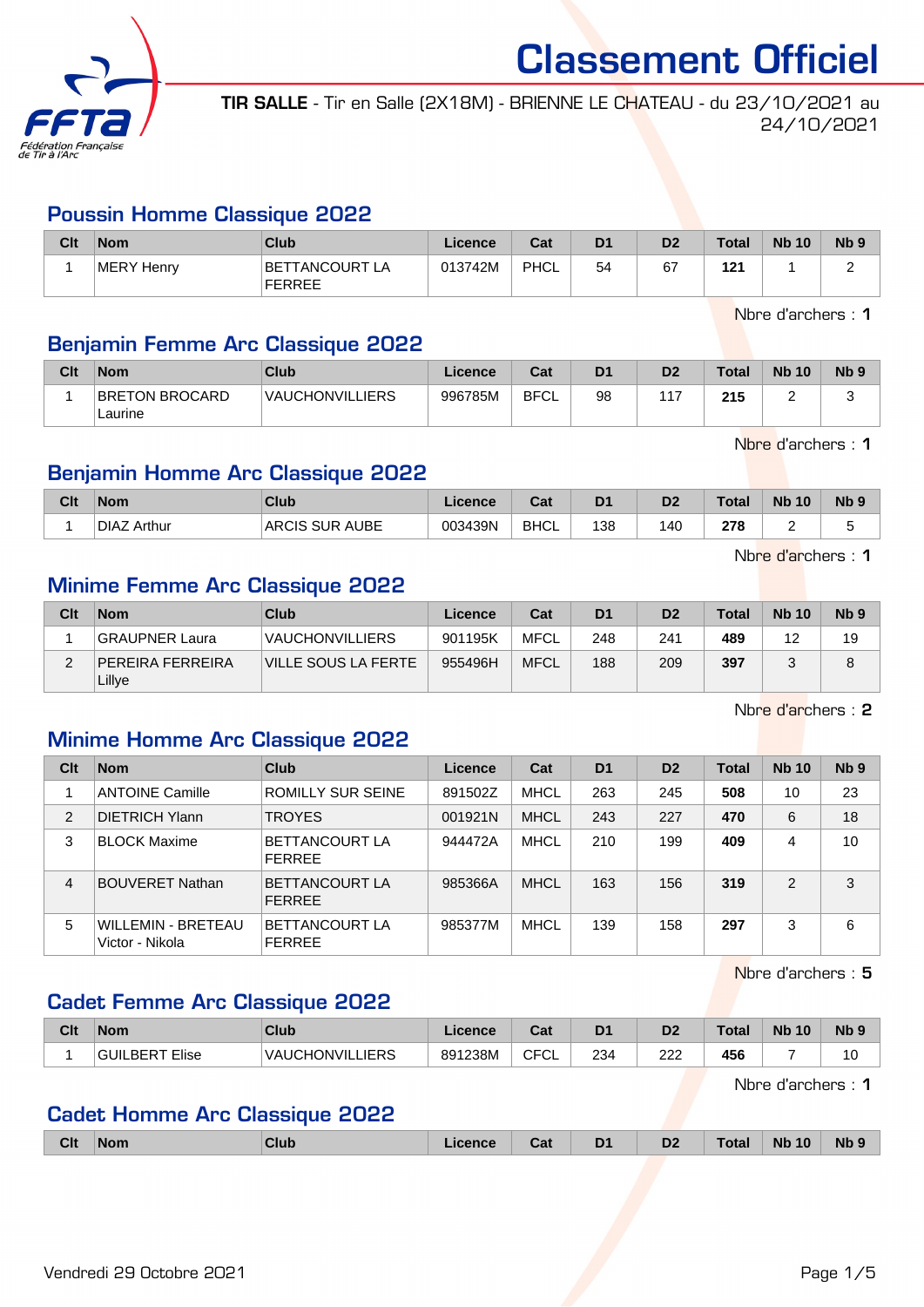# Classement Officiel

**TIR SALLE** - Tir en Salle (2X18M) - BRIENNE LE CHATEAU - du 23/10/2021 au 24/10/2021

## Poussin Homme Classique 2022

| Clt | Nom | Club | Licence | Cat | D1 | D2 | Total | Nb 10 | Nb 9 |
|---|---|---|---|---|---|---|---|---|---|
| 1 | MERY Henry | BETTANCOURT LA FERREE | 013742M | PHCL | 54 | 67 | **121** | 1 | 2 |

Nbre d'archers : **1**

## Benjamin Femme Arc Classique 2022

| Clt | Nom | Club | Licence | Cat | D1 | D2 | Total | Nb 10 | Nb 9 |
|---|---|---|---|---|---|---|---|---|---|
| 1 | BRETON BROCARD Laurine | VAUCHONVILLIERS | 996785M | BFCL | 98 | 117 | **215** | 2 | 3 |

Nbre d'archers : **1**

## Benjamin Homme Arc Classique 2022

| Clt | Nom | Club | Licence | Cat | D1 | D2 | Total | Nb 10 | Nb 9 |
|---|---|---|---|---|---|---|---|---|---|
| 1 | DIAZ Arthur | ARCIS SUR AUBE | 003439N | BHCL | 138 | 140 | **278** | 2 | 5 |

Nbre d'archers : **1**

## Minime Femme Arc Classique 2022

| Clt | Nom | Club | Licence | Cat | D1 | D2 | Total | Nb 10 | Nb 9 |
|---|---|---|---|---|---|---|---|---|---|
| 1 | GRAUPNER Laura | VAUCHONVILLIERS | 901195K | MFCL | 248 | 241 | **489** | 12 | 19 |
| 2 | PEREIRA FERREIRA Lillye | VILLE SOUS LA FERTE | 955496H | MFCL | 188 | 209 | **397** | 3 | 8 |

Nbre d'archers : **2**

## Minime Homme Arc Classique 2022

| Clt | Nom | Club | Licence | Cat | D1 | D2 | Total | Nb 10 | Nb 9 |
|---|---|---|---|---|---|---|---|---|---|
| 1 | ANTOINE Camille | ROMILLY SUR SEINE | 891502Z | MHCL | 263 | 245 | **508** | 10 | 23 |
| 2 | DIETRICH Ylann | TROYES | 001921N | MHCL | 243 | 227 | **470** | 6 | 18 |
| 3 | BLOCK Maxime | BETTANCOURT LA FERREE | 944472A | MHCL | 210 | 199 | **409** | 4 | 10 |
| 4 | BOUVERET Nathan | BETTANCOURT LA FERREE | 985366A | MHCL | 163 | 156 | **319** | 2 | 3 |
| 5 | WILLEMIN - BRETEAU Victor - Nikola | BETTANCOURT LA FERREE | 985377M | MHCL | 139 | 158 | **297** | 3 | 6 |

Nbre d'archers : **5**

## Cadet Femme Arc Classique 2022

| Clt | Nom | Club | Licence | Cat | D1 | D2 | Total | Nb 10 | Nb 9 |
|---|---|---|---|---|---|---|---|---|---|
| 1 | GUILBERT Elise | VAUCHONVILLIERS | 891238M | CFCL | 234 | 222 | **456** | 7 | 10 |

Nbre d'archers : **1**

## Cadet Homme Arc Classique 2022

| Clt | Nom | Club | Licence | Cat | D1 | D2 | Total | Nb 10 | Nb 9 |
|---|---|---|---|---|---|---|---|---|---|

Vendredi 29 Octobre 2021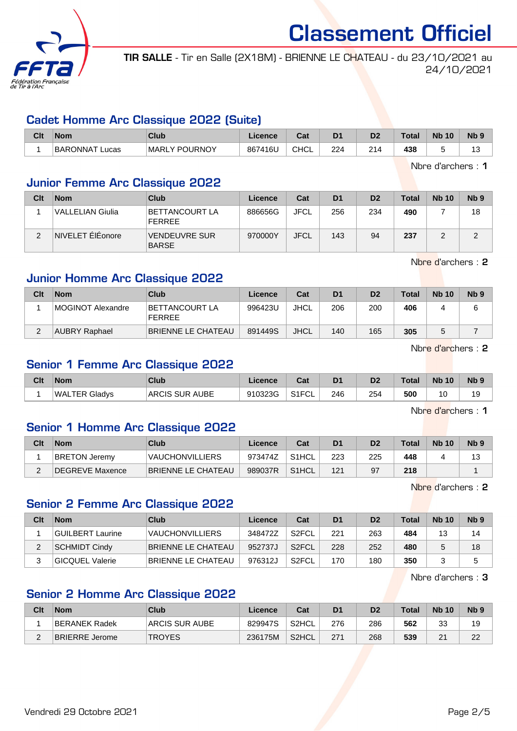# Classement Officiel

**TIR SALLE** - Tir en Salle (2X18M) - BRIENNE LE CHATEAU - du 23/10/2021 au 24/10/2021

## Cadet Homme Arc Classique 2022 (Suite)

| Clt | Nom | Club | Licence | Cat | D1 | D2 | Total | Nb 10 | Nb 9 |
|---|---|---|---|---|---|---|---|---|---|
| 1 | BARONNAT Lucas | MARLY POURNOY | 867416U | CHCL | 224 | 214 | **438** | 5 | 13 |

Nbre d'archers : **1**

## Junior Femme Arc Classique 2022

| Clt | Nom | Club | Licence | Cat | D1 | D2 | Total | Nb 10 | Nb 9 |
|---|---|---|---|---|---|---|---|---|---|
| 1 | VALLELIAN Giulia | BETTANCOURT LA FERREE | 886656G | JFCL | 256 | 234 | **490** | 7 | 18 |
| 2 | NIVELET ElÉonore | VENDEUVRE SUR BARSE | 970000Y | JFCL | 143 | 94 | **237** | 2 | 2 |

Nbre d'archers : **2**

## Junior Homme Arc Classique 2022

| Clt | Nom | Club | Licence | Cat | D1 | D2 | Total | Nb 10 | Nb 9 |
|---|---|---|---|---|---|---|---|---|---|
| 1 | MOGINOT Alexandre | BETTANCOURT LA FERREE | 996423U | JHCL | 206 | 200 | **406** | 4 | 6 |
| 2 | AUBRY Raphael | BRIENNE LE CHATEAU | 891449S | JHCL | 140 | 165 | **305** | 5 | 7 |

Nbre d'archers : **2**

## Senior 1 Femme Arc Classique 2022

| Clt | Nom | Club | Licence | Cat | D1 | D2 | Total | Nb 10 | Nb 9 |
|---|---|---|---|---|---|---|---|---|---|
| 1 | WALTER Gladys | ARCIS SUR AUBE | 910323G | S1FCL | 246 | 254 | **500** | 10 | 19 |

Nbre d'archers : **1**

## Senior 1 Homme Arc Classique 2022

| Clt | Nom | Club | Licence | Cat | D1 | D2 | Total | Nb 10 | Nb 9 |
|---|---|---|---|---|---|---|---|---|---|
| 1 | BRETON Jeremy | VAUCHONVILLIERS | 973474Z | S1HCL | 223 | 225 | **448** | 4 | 13 |
| 2 | DEGREVE Maxence | BRIENNE LE CHATEAU | 989037R | S1HCL | 121 | 97 | **218** | | 1 |

Nbre d'archers : **2**

## Senior 2 Femme Arc Classique 2022

| Clt | Nom | Club | Licence | Cat | D1 | D2 | Total | Nb 10 | Nb 9 |
|---|---|---|---|---|---|---|---|---|---|
| 1 | GUILBERT Laurine | VAUCHONVILLIERS | 348472Z | S2FCL | 221 | 263 | **484** | 13 | 14 |
| 2 | SCHMIDT Cindy | BRIENNE LE CHATEAU | 952737J | S2FCL | 228 | 252 | **480** | 5 | 18 |
| 3 | GICQUEL Valerie | BRIENNE LE CHATEAU | 976312J | S2FCL | 170 | 180 | **350** | 3 | 5 |

Nbre d'archers : **3**

## Senior 2 Homme Arc Classique 2022

| Clt | Nom | Club | Licence | Cat | D1 | D2 | Total | Nb 10 | Nb 9 |
|---|---|---|---|---|---|---|---|---|---|
| 1 | BERANEK Radek | ARCIS SUR AUBE | 829947S | S2HCL | 276 | 286 | **562** | 33 | 19 |
| 2 | BRIERRE Jerome | TROYES | 236175M | S2HCL | 271 | 268 | **539** | 21 | 22 |

Vendredi 29 Octobre 2021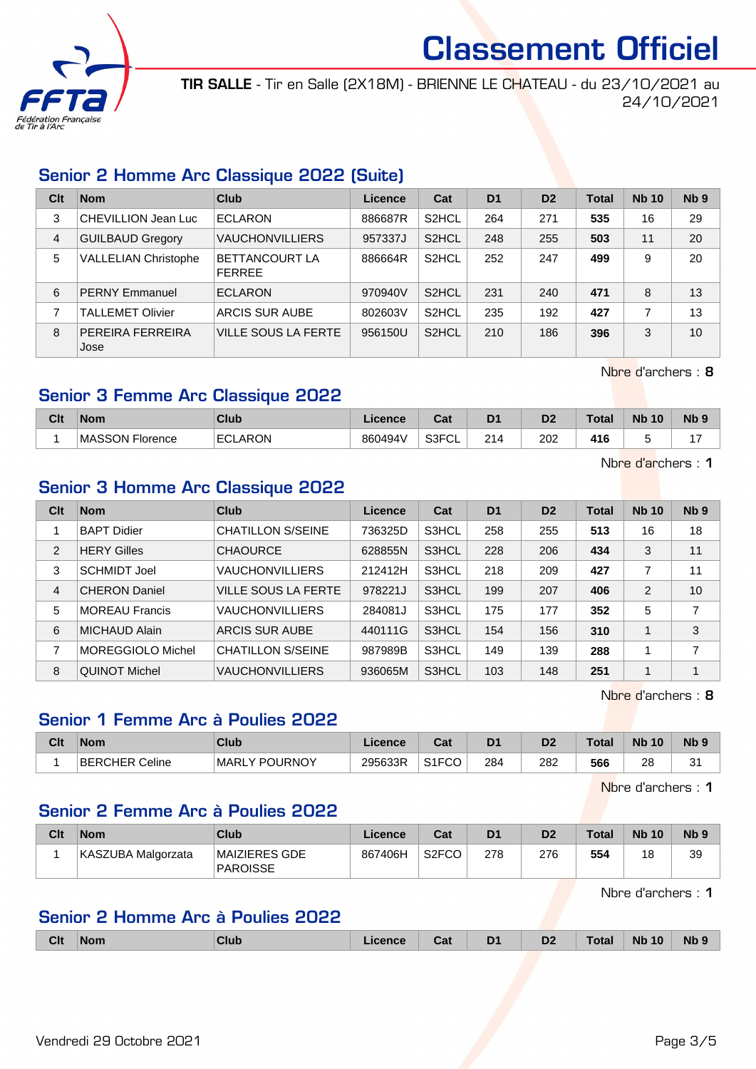# Classement Officiel

**TIR SALLE** - Tir en Salle (2X18M) - BRIENNE LE CHATEAU - du 23/10/2021 au 24/10/2021

## Senior 2 Homme Arc Classique 2022 (Suite)

| Clt | Nom | Club | Licence | Cat | D1 | D2 | Total | Nb 10 | Nb 9 |
|---|---|---|---|---|---|---|---|---|---|
| 3 | CHEVILLION Jean Luc | ECLARON | 886687R | S2HCL | 264 | 271 | **535** | 16 | 29 |
| 4 | GUILBAUD Gregory | VAUCHONVILLIERS | 957337J | S2HCL | 248 | 255 | **503** | 11 | 20 |
| 5 | VALLELIAN Christophe | BETTANCOURT LA FERREE | 886664R | S2HCL | 252 | 247 | **499** | 9 | 20 |
| 6 | PERNY Emmanuel | ECLARON | 970940V | S2HCL | 231 | 240 | **471** | 8 | 13 |
| 7 | TALLEMET Olivier | ARCIS SUR AUBE | 802603V | S2HCL | 235 | 192 | **427** | 7 | 13 |
| 8 | PEREIRA FERREIRA Jose | VILLE SOUS LA FERTE | 956150U | S2HCL | 210 | 186 | **396** | 3 | 10 |

Nbre d'archers : **8**

## Senior 3 Femme Arc Classique 2022

| Clt | Nom | Club | Licence | Cat | D1 | D2 | Total | Nb 10 | Nb 9 |
|---|---|---|---|---|---|---|---|---|---|
| 1 | MASSON Florence | ECLARON | 860494V | S3FCL | 214 | 202 | **416** | 5 | 17 |

Nbre d'archers : **1**

## Senior 3 Homme Arc Classique 2022

| Clt | Nom | Club | Licence | Cat | D1 | D2 | Total | Nb 10 | Nb 9 |
|---|---|---|---|---|---|---|---|---|---|
| 1 | BAPT Didier | CHATILLON S/SEINE | 736325D | S3HCL | 258 | 255 | **513** | 16 | 18 |
| 2 | HERY Gilles | CHAOURCE | 628855N | S3HCL | 228 | 206 | **434** | 3 | 11 |
| 3 | SCHMIDT Joel | VAUCHONVILLIERS | 212412H | S3HCL | 218 | 209 | **427** | 7 | 11 |
| 4 | CHERON Daniel | VILLE SOUS LA FERTE | 978221J | S3HCL | 199 | 207 | **406** | 2 | 10 |
| 5 | MOREAU Francis | VAUCHONVILLIERS | 284081J | S3HCL | 175 | 177 | **352** | 5 | 7 |
| 6 | MICHAUD Alain | ARCIS SUR AUBE | 440111G | S3HCL | 154 | 156 | **310** | 1 | 3 |
| 7 | MOREGGIOLO Michel | CHATILLON S/SEINE | 987989B | S3HCL | 149 | 139 | **288** | 1 | 7 |
| 8 | QUINOT Michel | VAUCHONVILLIERS | 936065M | S3HCL | 103 | 148 | **251** | 1 | 1 |

Nbre d'archers : **8**

## Senior 1 Femme Arc à Poulies 2022

| Clt | Nom | Club | Licence | Cat | D1 | D2 | Total | Nb 10 | Nb 9 |
|---|---|---|---|---|---|---|---|---|---|
| 1 | BERCHER Celine | MARLY POURNOY | 295633R | S1FCO | 284 | 282 | **566** | 28 | 31 |

Nbre d'archers : **1**

## Senior 2 Femme Arc à Poulies 2022

| Clt | Nom | Club | Licence | Cat | D1 | D2 | Total | Nb 10 | Nb 9 |
|---|---|---|---|---|---|---|---|---|---|
| 1 | KASZUBA Malgorzata | MAIZIERES GDE PAROISSE | 867406H | S2FCO | 278 | 276 | **554** | 18 | 39 |

Nbre d'archers : **1**

## Senior 2 Homme Arc à Poulies 2022

| Clt | Nom | Club | Licence | Cat | D1 | D2 | Total | Nb 10 | Nb 9 |
|---|---|---|---|---|---|---|---|---|---|

Vendredi 29 Octobre 2021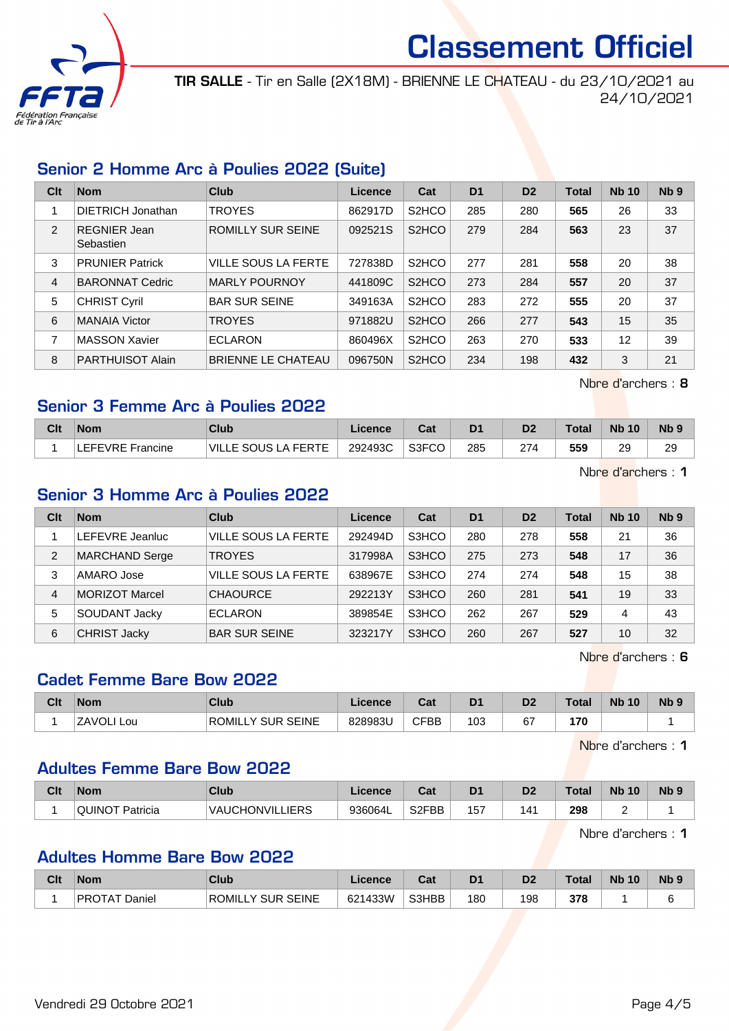# Classement Officiel

**TIR SALLE** - Tir en Salle (2X18M) - BRIENNE LE CHATEAU - du 23/10/2021 au 24/10/2021

## Senior 2 Homme Arc à Poulies 2022 (Suite)

| Clt | Nom | Club | Licence | Cat | D1 | D2 | Total | Nb 10 | Nb 9 |
|---|---|---|---|---|---|---|---|---|---|
| 1 | DIETRICH Jonathan | TROYES | 862917D | S2HCO | 285 | 280 | **565** | 26 | 33 |
| 2 | REGNIER Jean Sebastien | ROMILLY SUR SEINE | 092521S | S2HCO | 279 | 284 | **563** | 23 | 37 |
| 3 | PRUNIER Patrick | VILLE SOUS LA FERTE | 727838D | S2HCO | 277 | 281 | **558** | 20 | 38 |
| 4 | BARONNAT Cedric | MARLY POURNOY | 441809C | S2HCO | 273 | 284 | **557** | 20 | 37 |
| 5 | CHRIST Cyril | BAR SUR SEINE | 349163A | S2HCO | 283 | 272 | **555** | 20 | 37 |
| 6 | MANAIA Victor | TROYES | 971882U | S2HCO | 266 | 277 | **543** | 15 | 35 |
| 7 | MASSON Xavier | ECLARON | 860496X | S2HCO | 263 | 270 | **533** | 12 | 39 |
| 8 | PARTHUISOT Alain | BRIENNE LE CHATEAU | 096750N | S2HCO | 234 | 198 | **432** | 3 | 21 |

Nbre d'archers : **8**

## Senior 3 Femme Arc à Poulies 2022

| Clt | Nom | Club | Licence | Cat | D1 | D2 | Total | Nb 10 | Nb 9 |
|---|---|---|---|---|---|---|---|---|---|
| 1 | LEFEVRE Francine | VILLE SOUS LA FERTE | 292493C | S3FCO | 285 | 274 | **559** | 29 | 29 |

Nbre d'archers : **1**

## Senior 3 Homme Arc à Poulies 2022

| Clt | Nom | Club | Licence | Cat | D1 | D2 | Total | Nb 10 | Nb 9 |
|---|---|---|---|---|---|---|---|---|---|
| 1 | LEFEVRE Jeanluc | VILLE SOUS LA FERTE | 292494D | S3HCO | 280 | 278 | **558** | 21 | 36 |
| 2 | MARCHAND Serge | TROYES | 317998A | S3HCO | 275 | 273 | **548** | 17 | 36 |
| 3 | AMARO Jose | VILLE SOUS LA FERTE | 638967E | S3HCO | 274 | 274 | **548** | 15 | 38 |
| 4 | MORIZOT Marcel | CHAOURCE | 292213Y | S3HCO | 260 | 281 | **541** | 19 | 33 |
| 5 | SOUDANT Jacky | ECLARON | 389854E | S3HCO | 262 | 267 | **529** | 4 | 43 |
| 6 | CHRIST Jacky | BAR SUR SEINE | 323217Y | S3HCO | 260 | 267 | **527** | 10 | 32 |

Nbre d'archers : **6**

## Cadet Femme Bare Bow 2022

| Clt | Nom | Club | Licence | Cat | D1 | D2 | Total | Nb 10 | Nb 9 |
|---|---|---|---|---|---|---|---|---|---|
| 1 | ZAVOLI Lou | ROMILLY SUR SEINE | 828983U | CFBB | 103 | 67 | **170** | | 1 |

Nbre d'archers : **1**

## Adultes Femme Bare Bow 2022

| Clt | Nom | Club | Licence | Cat | D1 | D2 | Total | Nb 10 | Nb 9 |
|---|---|---|---|---|---|---|---|---|---|
| 1 | QUINOT Patricia | VAUCHONVILLIERS | 936064L | S2FBB | 157 | 141 | **298** | 2 | 1 |

Nbre d'archers : **1**

## Adultes Homme Bare Bow 2022

| Clt | Nom | Club | Licence | Cat | D1 | D2 | Total | Nb 10 | Nb 9 |
|---|---|---|---|---|---|---|---|---|---|
| 1 | PROTAT Daniel | ROMILLY SUR SEINE | 621433W | S3HBB | 180 | 198 | **378** | 1 | 6 |

Vendredi 29 Octobre 2021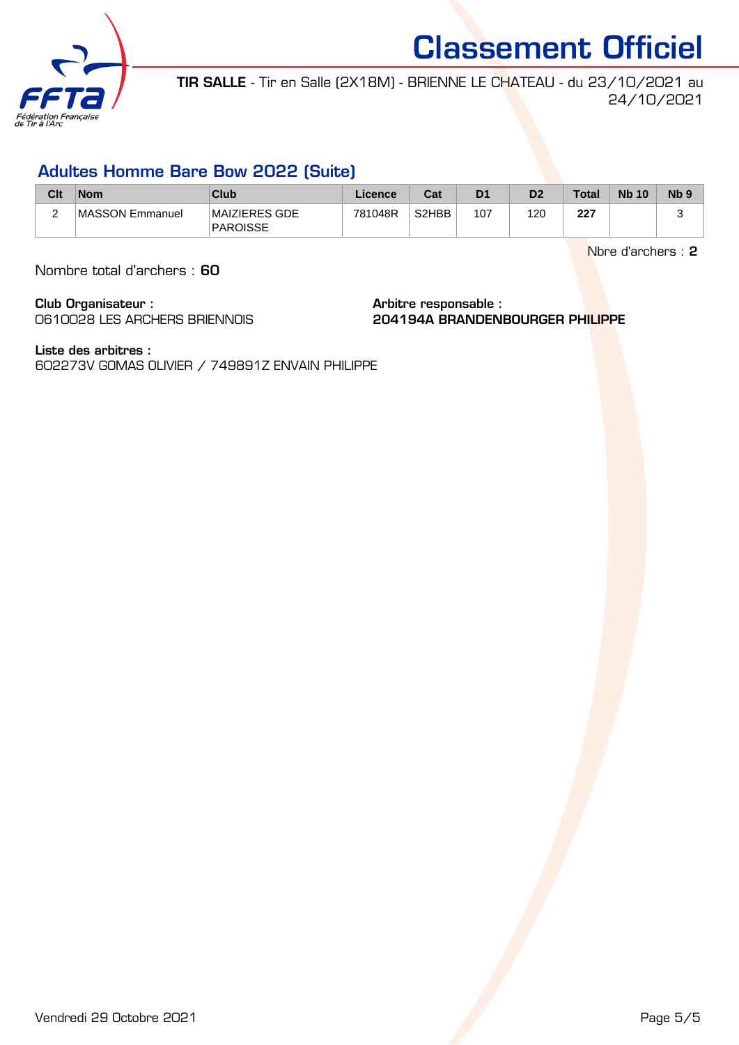# Classement Officiel

**TIR SALLE** - Tir en Salle (2X18M) - BRIENNE LE CHATEAU - du 23/10/2021 au 24/10/2021

## Adultes Homme Bare Bow 2022 (Suite)

| Clt | Nom | Club | Licence | Cat | D1 | D2 | Total | Nb 10 | Nb 9 |
|---|---|---|---|---|---|---|---|---|---|
| 2 | MASSON Emmanuel | MAIZIERES GDE PAROISSE | 781048R | S2HBB | 107 | 120 | **227** | | 3 |

Nbre d'archers : **2**

Nombre total d'archers : **60**

**Club Organisateur :**
0610028 LES ARCHERS BRIENNOIS

**Arbitre responsable :**
**204194A BRANDENBOURGER PHILIPPE**

**Liste des arbitres :**
602273V GOMAS OLIVIER / 749891Z ENVAIN PHILIPPE

Vendredi 29 Octobre 2021